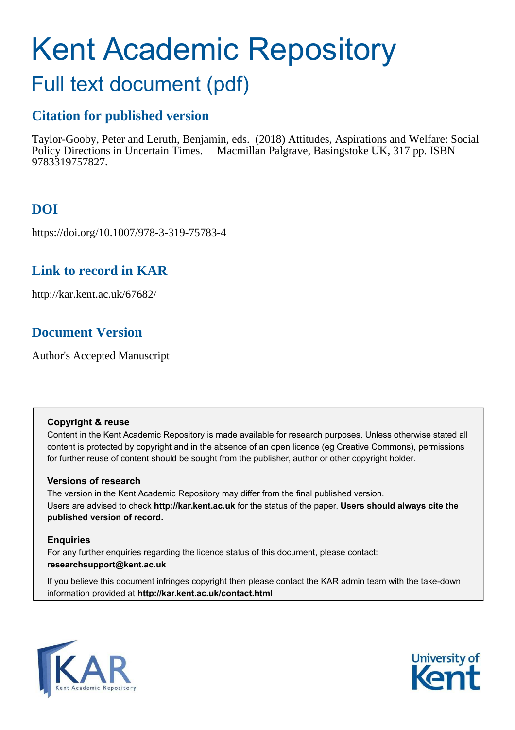# Kent Academic Repository

## Full text document (pdf)

### Citation for published version

Taylor-Gooby, Peter and Leruth, Benjamin, eds. (2018) Attitudes, Aspirations and Welfare: Social Policy Directions in Uncertain Times. Macmillan Palgrave, Basingstoke UK, 317 pp. ISBN 9783319757827.

### DOI

https://doi.org/10.1007/978-3-319-75783-4

### Link to record in KAR

http://kar.kent.ac.uk/67682/

### Document Version

Author's Accepted Manuscript

**Copyright & reuse**

Content in the Kent Academic Repository is made available for research purposes. Unless otherwise stated all content is protected by copyright and in the absence of an open licence (eg Creative Commons), permissions for further reuse of content should be sought from the publisher, author or other copyright holder.

**Versions of research**

The version in the Kent Academic Repository may differ from the final published version. Users are advised to check **http://kar.kent.ac.uk** for the status of the paper. **Users should always cite the published version of record.**

**Enquiries**

For any further enquiries regarding the licence status of this document, please contact: **researchsupport@kent.ac.uk**

If you believe this document infringes copyright then please contact the KAR admin team with the take-down information provided at **http://kar.kent.ac.uk/contact.html**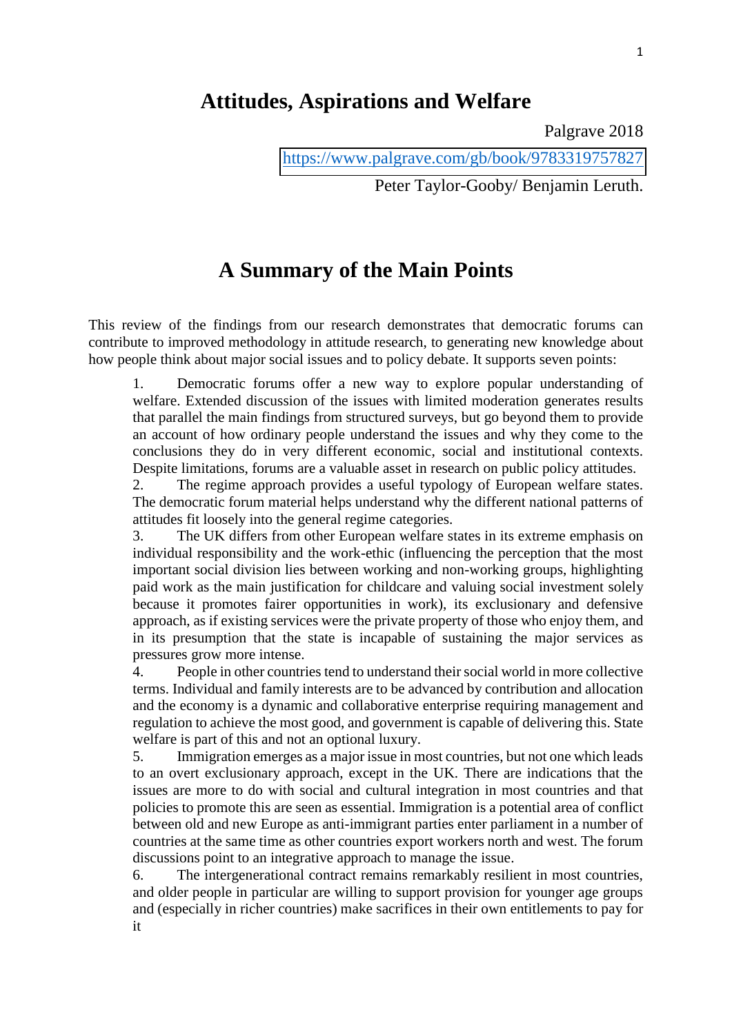# Attitudes, Aspirations and Welfare

Palgrave 2018

https://www.palgrave.com/gb/book/9783319757827

Peter Taylor-Gooby/ Benjamin Leruth.

## A Summary of the Main Points

This review of the findings from our research demonstrates that democratic forums can contribute to improved methodology in attitude research, to generating new knowledge about how people think about major social issues and to policy debate. It supports seven points:

1. Democratic forums offer a new way to explore popular understanding of welfare. Extended discussion of the issues with limited moderation generates results that parallel the main findings from structured surveys, but go beyond them to provide an account of how ordinary people understand the issues and why they come to the conclusions they do in very different economic, social and institutional contexts. Despite limitations, forums are a valuable asset in research on public policy attitudes.
2. The regime approach provides a useful typology of European welfare states. The democratic forum material helps understand why the different national patterns of attitudes fit loosely into the general regime categories.
3. The UK differs from other European welfare states in its extreme emphasis on individual responsibility and the work-ethic (influencing the perception that the most important social division lies between working and non-working groups, highlighting paid work as the main justification for childcare and valuing social investment solely because it promotes fairer opportunities in work), its exclusionary and defensive approach, as if existing services were the private property of those who enjoy them, and in its presumption that the state is incapable of sustaining the major services as pressures grow more intense.
4. People in other countries tend to understand their social world in more collective terms. Individual and family interests are to be advanced by contribution and allocation and the economy is a dynamic and collaborative enterprise requiring management and regulation to achieve the most good, and government is capable of delivering this. State welfare is part of this and not an optional luxury.
5. Immigration emerges as a major issue in most countries, but not one which leads to an overt exclusionary approach, except in the UK. There are indications that the issues are more to do with social and cultural integration in most countries and that policies to promote this are seen as essential. Immigration is a potential area of conflict between old and new Europe as anti-immigrant parties enter parliament in a number of countries at the same time as other countries export workers north and west. The forum discussions point to an integrative approach to manage the issue.
6. The intergenerational contract remains remarkably resilient in most countries, and older people in particular are willing to support provision for younger age groups and (especially in richer countries) make sacrifices in their own entitlements to pay for it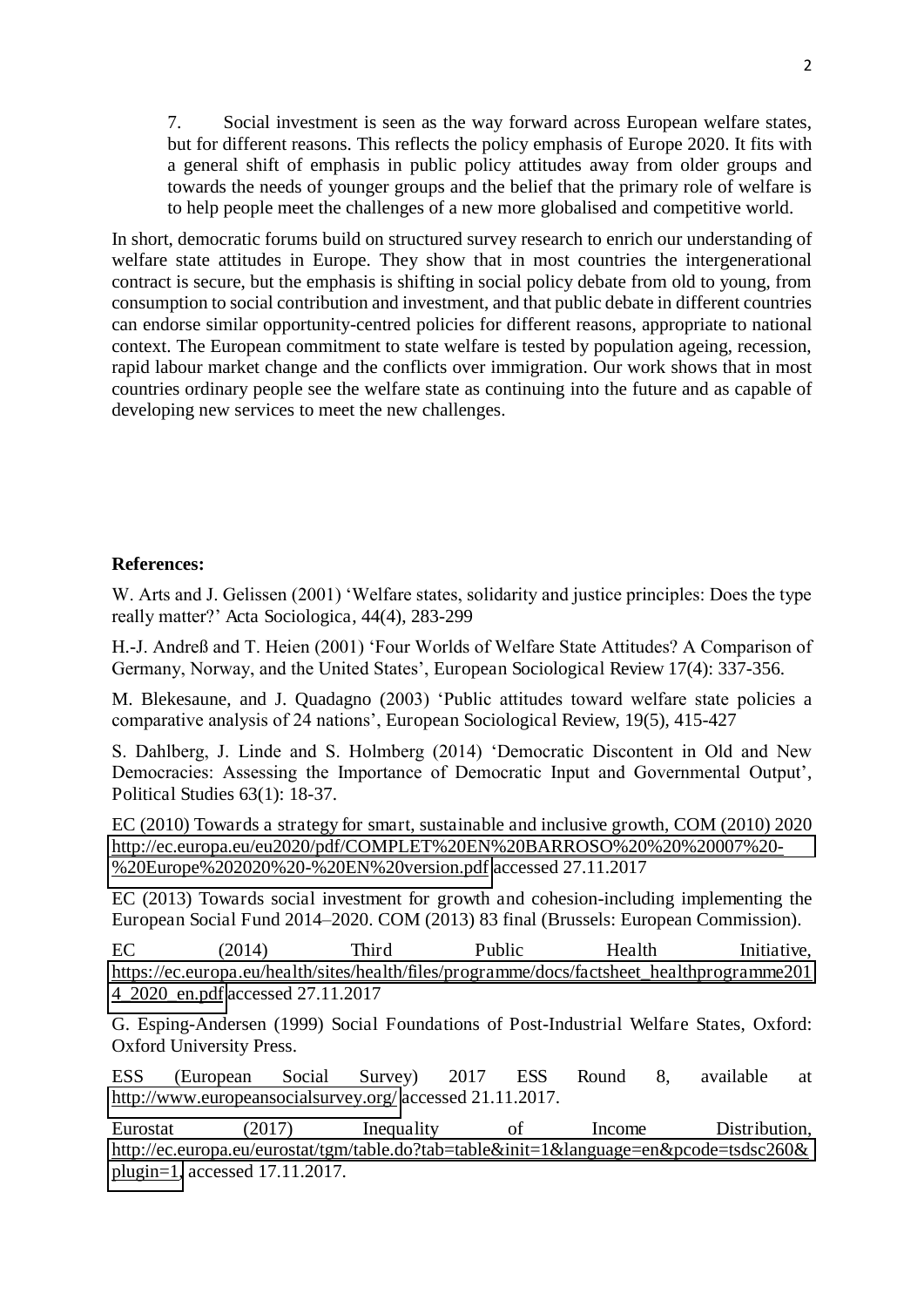7. Social investment is seen as the way forward across European welfare states, but for different reasons. This reflects the policy emphasis of Europe 2020. It fits with a general shift of emphasis in public policy attitudes away from older groups and towards the needs of younger groups and the belief that the primary role of welfare is to help people meet the challenges of a new more globalised and competitive world.

In short, democratic forums build on structured survey research to enrich our understanding of welfare state attitudes in Europe. They show that in most countries the intergenerational contract is secure, but the emphasis is shifting in social policy debate from old to young, from consumption to social contribution and investment, and that public debate in different countries can endorse similar opportunity-centred policies for different reasons, appropriate to national context. The European commitment to state welfare is tested by population ageing, recession, rapid labour market change and the conflicts over immigration. Our work shows that in most countries ordinary people see the welfare state as continuing into the future and as capable of developing new services to meet the new challenges.

**References:**

W. Arts and J. Gelissen (2001) 'Welfare states, solidarity and justice principles: Does the type really matter?' Acta Sociologica, 44(4), 283-299

H.-J. Andreß and T. Heien (2001) 'Four Worlds of Welfare State Attitudes? A Comparison of Germany, Norway, and the United States', European Sociological Review 17(4): 337-356.

M. Blekesaune, and J. Quadagno (2003) 'Public attitudes toward welfare state policies a comparative analysis of 24 nations', European Sociological Review, 19(5), 415-427

S. Dahlberg, J. Linde and S. Holmberg (2014) 'Democratic Discontent in Old and New Democracies: Assessing the Importance of Democratic Input and Governmental Output', Political Studies 63(1): 18-37.

EC (2010) Towards a strategy for smart, sustainable and inclusive growth, COM (2010) 2020 http://ec.europa.eu/eu2020/pdf/COMPLET%20EN%20BARROSO%20%20%20007%20-%20Europe%202020%20-%20EN%20version.pdf accessed 27.11.2017

EC (2013) Towards social investment for growth and cohesion-including implementing the European Social Fund 2014–2020. COM (2013) 83 final (Brussels: European Commission).

EC (2014) Third Public Health Initiative, https://ec.europa.eu/health/sites/health/files/programme/docs/factsheet_healthprogramme2014_2020_en.pdf accessed 27.11.2017

G. Esping-Andersen (1999) Social Foundations of Post-Industrial Welfare States, Oxford: Oxford University Press.

ESS (European Social Survey) 2017 ESS Round 8, available at http://www.europeansocialsurvey.org/ accessed 21.11.2017.

Eurostat (2017) Inequality of Income Distribution, http://ec.europa.eu/eurostat/tgm/table.do?tab=table&init=1&language=en&pcode=tsdsc260&plugin=1, accessed 17.11.2017.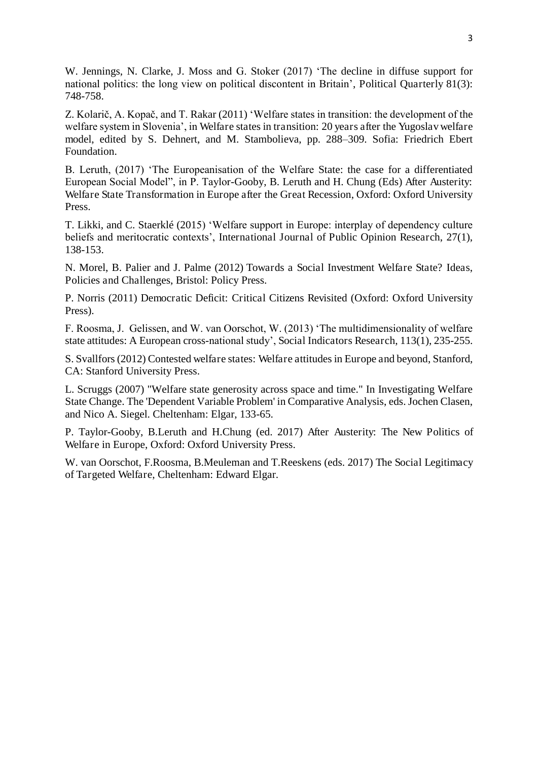W. Jennings, N. Clarke, J. Moss and G. Stoker (2017) 'The decline in diffuse support for national politics: the long view on political discontent in Britain', Political Quarterly 81(3): 748-758.

Z. Kolarič, A. Kopač, and T. Rakar (2011) 'Welfare states in transition: the development of the welfare system in Slovenia', in Welfare states in transition: 20 years after the Yugoslav welfare model, edited by S. Dehnert, and M. Stambolieva, pp. 288–309. Sofia: Friedrich Ebert Foundation.

B. Leruth, (2017) 'The Europeanisation of the Welfare State: the case for a differentiated European Social Model", in P. Taylor-Gooby, B. Leruth and H. Chung (Eds) After Austerity: Welfare State Transformation in Europe after the Great Recession, Oxford: Oxford University Press.

T. Likki, and C. Staerklé (2015) 'Welfare support in Europe: interplay of dependency culture beliefs and meritocratic contexts', International Journal of Public Opinion Research, 27(1), 138-153.

N. Morel, B. Palier and J. Palme (2012) Towards a Social Investment Welfare State? Ideas, Policies and Challenges, Bristol: Policy Press.

P. Norris (2011) Democratic Deficit: Critical Citizens Revisited (Oxford: Oxford University Press).

F. Roosma, J. Gelissen, and W. van Oorschot, W. (2013) 'The multidimensionality of welfare state attitudes: A European cross-national study', Social Indicators Research, 113(1), 235-255.

S. Svallfors (2012) Contested welfare states: Welfare attitudes in Europe and beyond, Stanford, CA: Stanford University Press.

L. Scruggs (2007) "Welfare state generosity across space and time." In Investigating Welfare State Change. The 'Dependent Variable Problem' in Comparative Analysis, eds. Jochen Clasen, and Nico A. Siegel. Cheltenham: Elgar, 133-65.

P. Taylor-Gooby, B.Leruth and H.Chung (ed. 2017) After Austerity: The New Politics of Welfare in Europe, Oxford: Oxford University Press.

W. van Oorschot, F.Roosma, B.Meuleman and T.Reeskens (eds. 2017) The Social Legitimacy of Targeted Welfare, Cheltenham: Edward Elgar.